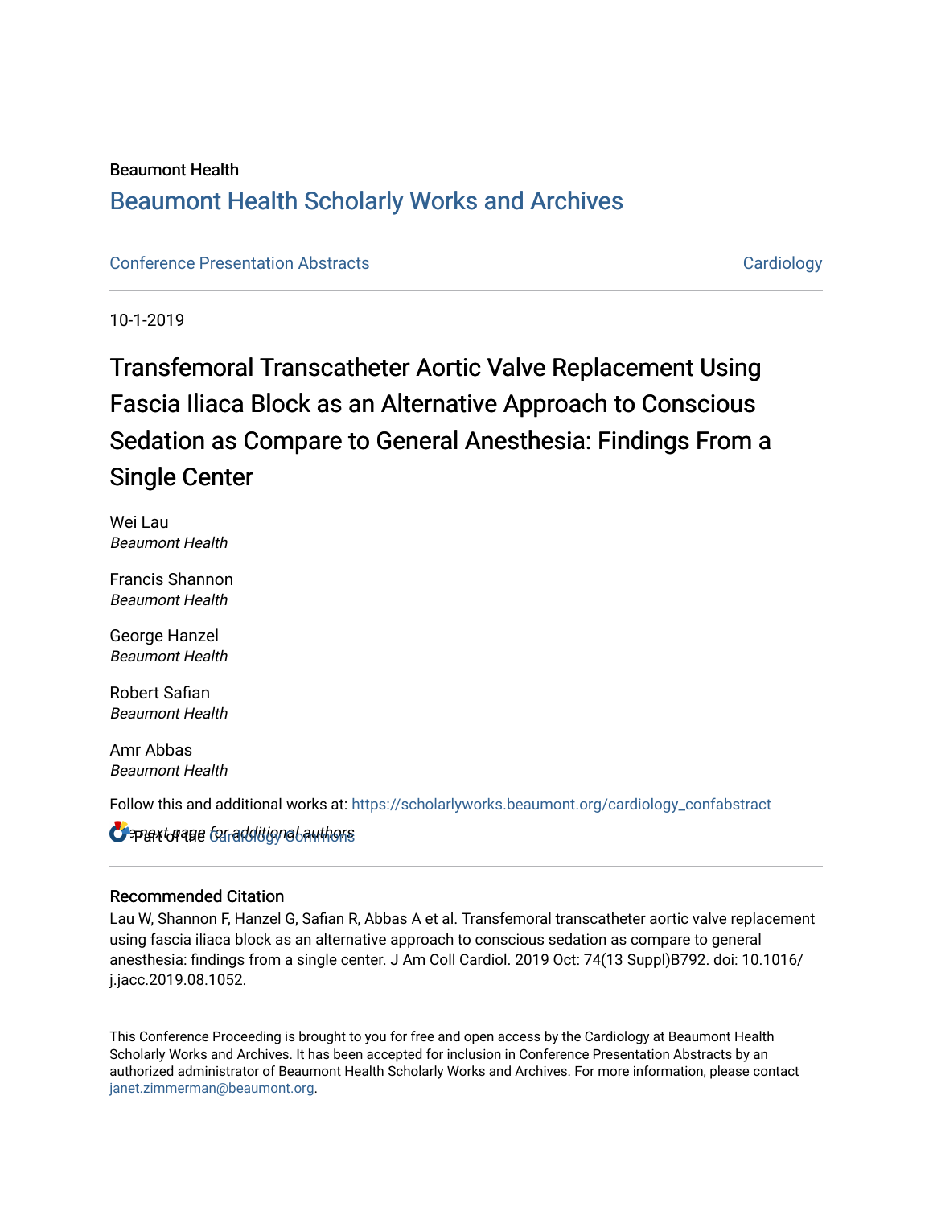Beaumont Health

## Beaumont Health Scholarly Works and Archives

Conference Presentation Abstracts

Cardiology

10-1-2019

# Transfemoral Transcatheter Aortic Valve Replacement Using Fascia Iliaca Block as an Alternative Approach to Conscious Sedation as Compare to General Anesthesia: Findings From a Single Center

Wei Lau
*Beaumont Health*

Francis Shannon
*Beaumont Health*

George Hanzel
*Beaumont Health*

Robert Safian
*Beaumont Health*

Amr Abbas
*Beaumont Health*

Follow this and additional works at: https://scholarlyworks.beaumont.org/cardiology_confabstract

See next page for additional authors

Part of the Cardiology Commons

### Recommended Citation

Lau W, Shannon F, Hanzel G, Safian R, Abbas A et al. Transfemoral transcatheter aortic valve replacement using fascia iliaca block as an alternative approach to conscious sedation as compare to general anesthesia: findings from a single center. J Am Coll Cardiol. 2019 Oct: 74(13 Suppl)B792. doi: 10.1016/j.jacc.2019.08.1052.

This Conference Proceeding is brought to you for free and open access by the Cardiology at Beaumont Health Scholarly Works and Archives. It has been accepted for inclusion in Conference Presentation Abstracts by an authorized administrator of Beaumont Health Scholarly Works and Archives. For more information, please contact janet.zimmerman@beaumont.org.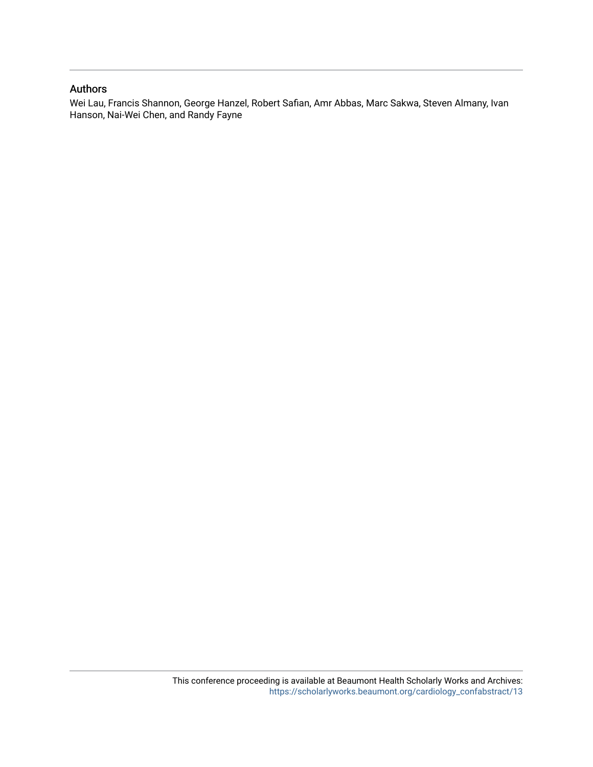## Authors

Wei Lau, Francis Shannon, George Hanzel, Robert Safian, Amr Abbas, Marc Sakwa, Steven Almany, Ivan Hanson, Nai-Wei Chen, and Randy Fayne

This conference proceeding is available at Beaumont Health Scholarly Works and Archives: https://scholarlyworks.beaumont.org/cardiology_confabstract/13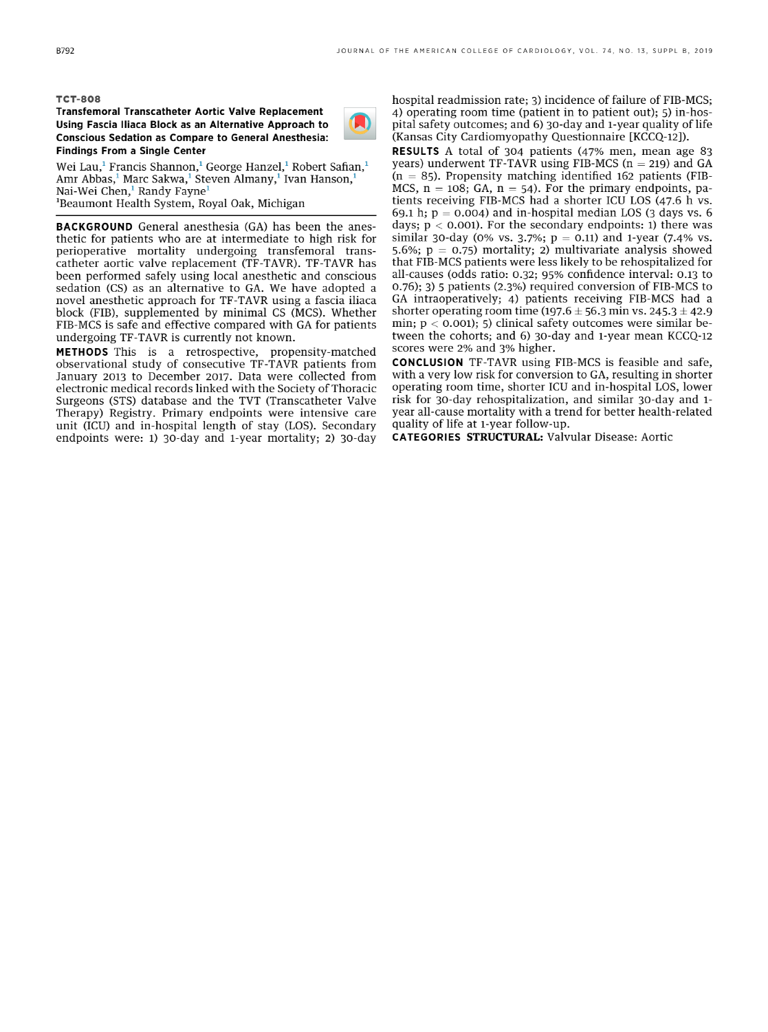**TCT-808**

**Transfemoral Transcatheter Aortic Valve Replacement Using Fascia Iliaca Block as an Alternative Approach to Conscious Sedation as Compare to General Anesthesia: Findings From a Single Center**

Wei Lau,[1] Francis Shannon,[1] George Hanzel,[1] Robert Safian,[1] Amr Abbas,[1] Marc Sakwa,[1] Steven Almany,[1] Ivan Hanson,[1] Nai-Wei Chen,[1] Randy Fayne[1]

[1]Beaumont Health System, Royal Oak, Michigan

**BACKGROUND** General anesthesia (GA) has been the anesthetic for patients who are at intermediate to high risk for perioperative mortality undergoing transfemoral transcatheter aortic valve replacement (TF-TAVR). TF-TAVR has been performed safely using local anesthetic and conscious sedation (CS) as an alternative to GA. We have adopted a novel anesthetic approach for TF-TAVR using a fascia iliaca block (FIB), supplemented by minimal CS (MCS). Whether FIB-MCS is safe and effective compared with GA for patients undergoing TF-TAVR is currently not known.

**METHODS** This is a retrospective, propensity-matched observational study of consecutive TF-TAVR patients from January 2013 to December 2017. Data were collected from electronic medical records linked with the Society of Thoracic Surgeons (STS) database and the TVT (Transcatheter Valve Therapy) Registry. Primary endpoints were intensive care unit (ICU) and in-hospital length of stay (LOS). Secondary endpoints were: 1) 30-day and 1-year mortality; 2) 30-day hospital readmission rate; 3) incidence of failure of FIB-MCS; 4) operating room time (patient in to patient out); 5) in-hospital safety outcomes; and 6) 30-day and 1-year quality of life (Kansas City Cardiomyopathy Questionnaire [KCCQ-12]).

**RESULTS** A total of 304 patients (47% men, mean age 83 years) underwent TF-TAVR using FIB-MCS ($n = 219$) and GA ($n = 85$). Propensity matching identified 162 patients (FIB-MCS, $n = 108$; GA, $n = 54$). For the primary endpoints, patients receiving FIB-MCS had a shorter ICU LOS (47.6 h vs. 69.1 h; $p = 0.004$) and in-hospital median LOS (3 days vs. 6 days; $p < 0.001$). For the secondary endpoints: 1) there was similar 30-day (0% vs. 3.7%; $p = 0.11$) and 1-year (7.4% vs. 5.6%; $p = 0.75$) mortality; 2) multivariate analysis showed that FIB-MCS patients were less likely to be rehospitalized for all-causes (odds ratio: 0.32; 95% confidence interval: 0.13 to 0.76); 3) 5 patients (2.3%) required conversion of FIB-MCS to GA intraoperatively; 4) patients receiving FIB-MCS had a shorter operating room time ($197.6 \pm 56.3$ min vs. $245.3 \pm 42.9$ min; $p < 0.001$); 5) clinical safety outcomes were similar between the cohorts; and 6) 30-day and 1-year mean KCCQ-12 scores were 2% and 3% higher.

**CONCLUSION** TF-TAVR using FIB-MCS is feasible and safe, with a very low risk for conversion to GA, resulting in shorter operating room time, shorter ICU and in-hospital LOS, lower risk for 30-day rehospitalization, and similar 30-day and 1-year all-cause mortality with a trend for better health-related quality of life at 1-year follow-up.

**CATEGORIES** **STRUCTURAL:** Valvular Disease: Aortic